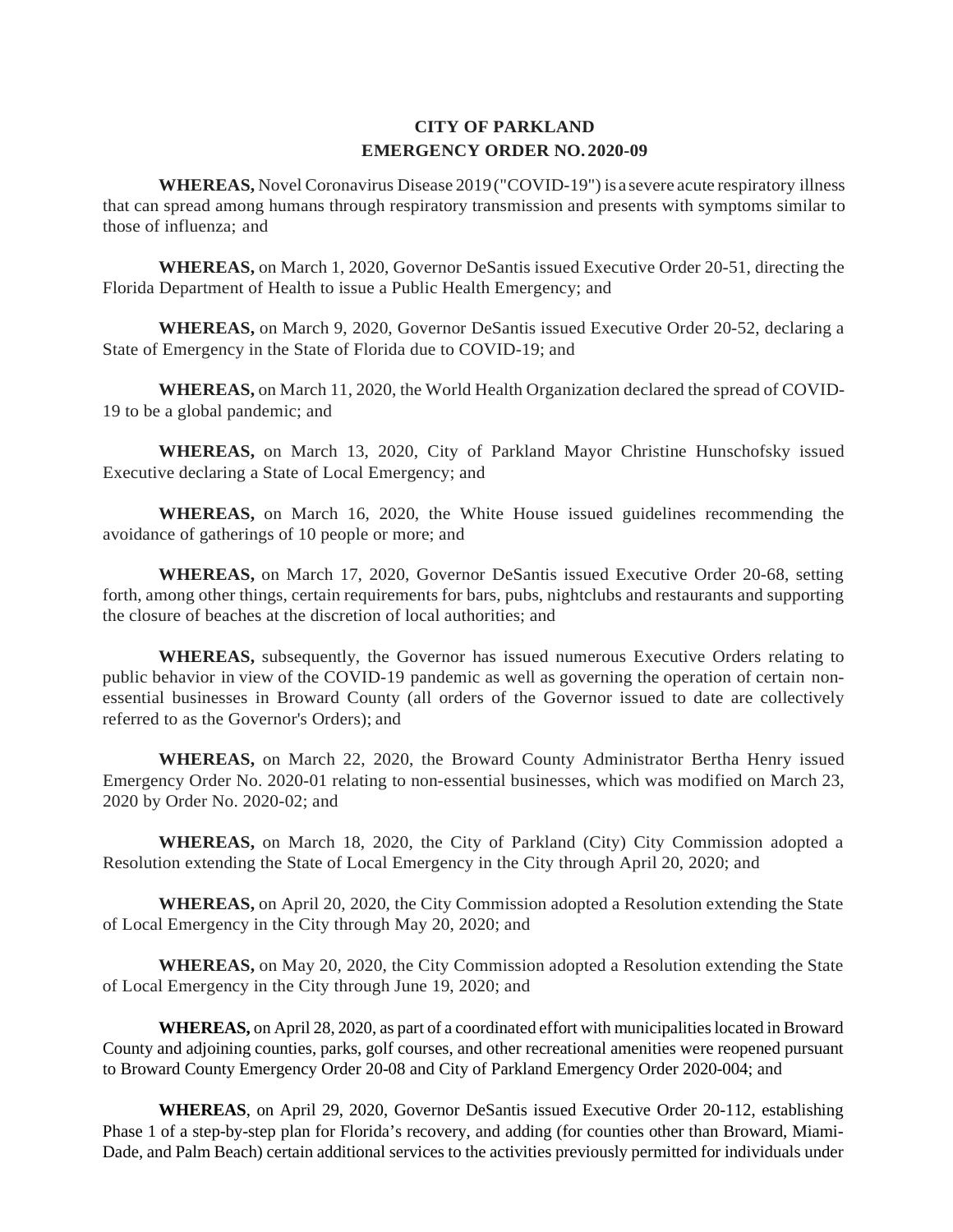**CITY OF PARKLAND**
**EMERGENCY ORDER NO. 2020-09**

**WHEREAS,** Novel Coronavirus Disease 2019 ("COVID-19") is a severe acute respiratory illness that can spread among humans through respiratory transmission and presents with symptoms similar to those of influenza; and

**WHEREAS,** on March 1, 2020, Governor DeSantis issued Executive Order 20-51, directing the Florida Department of Health to issue a Public Health Emergency; and

**WHEREAS,** on March 9, 2020, Governor DeSantis issued Executive Order 20-52, declaring a State of Emergency in the State of Florida due to COVID-19; and

**WHEREAS,** on March 11, 2020, the World Health Organization declared the spread of COVID-19 to be a global pandemic; and

**WHEREAS,** on March 13, 2020, City of Parkland Mayor Christine Hunschofsky issued Executive declaring a State of Local Emergency; and

**WHEREAS,** on March 16, 2020, the White House issued guidelines recommending the avoidance of gatherings of 10 people or more; and

**WHEREAS,** on March 17, 2020, Governor DeSantis issued Executive Order 20-68, setting forth, among other things, certain requirements for bars, pubs, nightclubs and restaurants and supporting the closure of beaches at the discretion of local authorities; and

**WHEREAS,** subsequently, the Governor has issued numerous Executive Orders relating to public behavior in view of the COVID-19 pandemic as well as governing the operation of certain non-essential businesses in Broward County (all orders of the Governor issued to date are collectively referred to as the Governor's Orders); and

**WHEREAS,** on March 22, 2020, the Broward County Administrator Bertha Henry issued Emergency Order No. 2020-01 relating to non-essential businesses, which was modified on March 23, 2020 by Order No. 2020-02; and

**WHEREAS,** on March 18, 2020, the City of Parkland (City) City Commission adopted a Resolution extending the State of Local Emergency in the City through April 20, 2020; and

**WHEREAS,** on April 20, 2020, the City Commission adopted a Resolution extending the State of Local Emergency in the City through May 20, 2020; and

**WHEREAS,** on May 20, 2020, the City Commission adopted a Resolution extending the State of Local Emergency in the City through June 19, 2020; and

**WHEREAS,** on April 28, 2020, as part of a coordinated effort with municipalities located in Broward County and adjoining counties, parks, golf courses, and other recreational amenities were reopened pursuant to Broward County Emergency Order 20-08 and City of Parkland Emergency Order 2020-004; and

**WHEREAS**, on April 29, 2020, Governor DeSantis issued Executive Order 20-112, establishing Phase 1 of a step-by-step plan for Florida's recovery, and adding (for counties other than Broward, Miami-Dade, and Palm Beach) certain additional services to the activities previously permitted for individuals under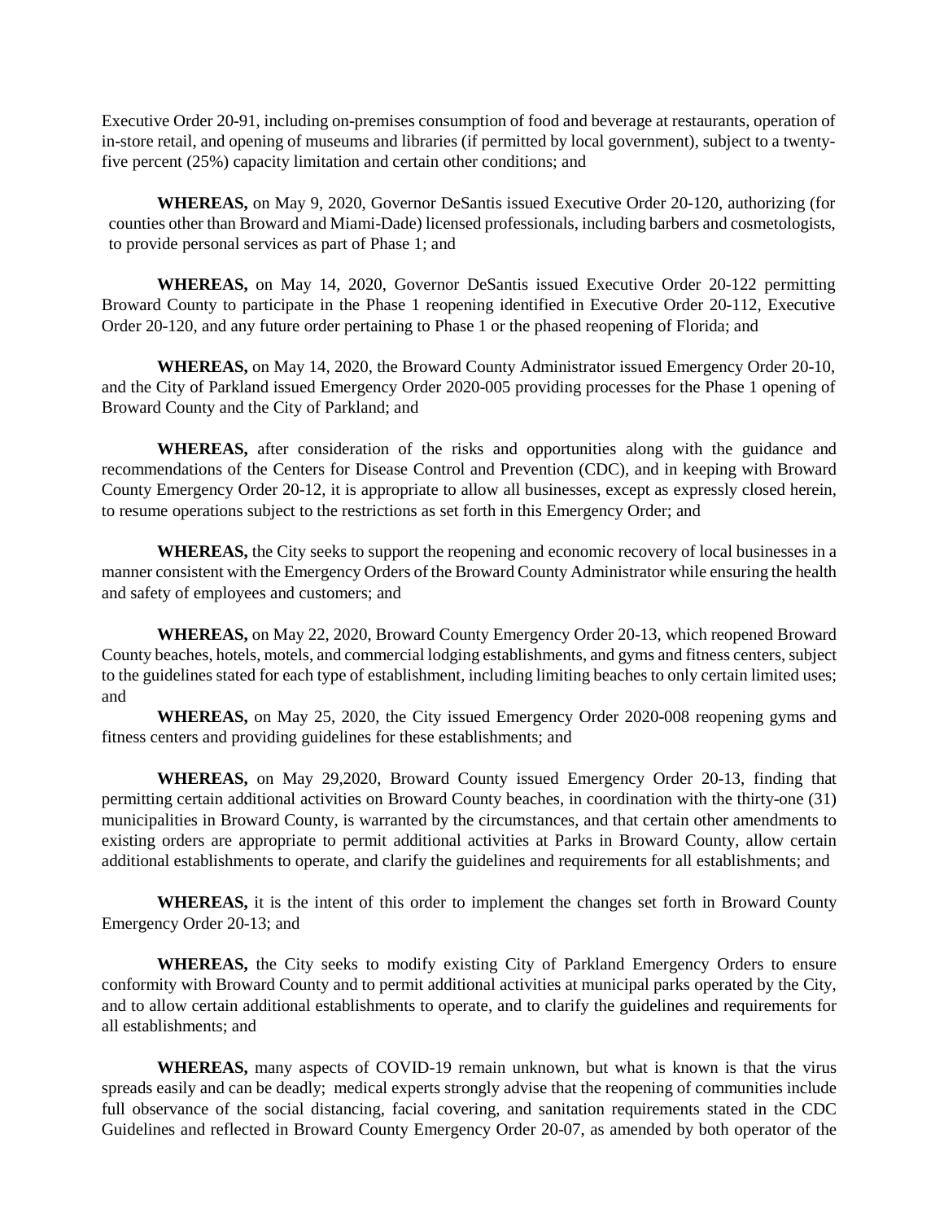Executive Order 20-91, including on-premises consumption of food and beverage at restaurants, operation of in-store retail, and opening of museums and libraries (if permitted by local government), subject to a twenty-five percent (25%) capacity limitation and certain other conditions; and

**WHEREAS,** on May 9, 2020, Governor DeSantis issued Executive Order 20-120, authorizing (for counties other than Broward and Miami-Dade) licensed professionals, including barbers and cosmetologists, to provide personal services as part of Phase 1; and

**WHEREAS,** on May 14, 2020, Governor DeSantis issued Executive Order 20-122 permitting Broward County to participate in the Phase 1 reopening identified in Executive Order 20-112, Executive Order 20-120, and any future order pertaining to Phase 1 or the phased reopening of Florida; and

**WHEREAS,** on May 14, 2020, the Broward County Administrator issued Emergency Order 20-10, and the City of Parkland issued Emergency Order 2020-005 providing processes for the Phase 1 opening of Broward County and the City of Parkland; and

**WHEREAS,** after consideration of the risks and opportunities along with the guidance and recommendations of the Centers for Disease Control and Prevention (CDC), and in keeping with Broward County Emergency Order 20-12, it is appropriate to allow all businesses, except as expressly closed herein, to resume operations subject to the restrictions as set forth in this Emergency Order; and

**WHEREAS,** the City seeks to support the reopening and economic recovery of local businesses in a manner consistent with the Emergency Orders of the Broward County Administrator while ensuring the health and safety of employees and customers; and

**WHEREAS,** on May 22, 2020, Broward County Emergency Order 20-13, which reopened Broward County beaches, hotels, motels, and commercial lodging establishments, and gyms and fitness centers, subject to the guidelines stated for each type of establishment, including limiting beaches to only certain limited uses; and

**WHEREAS,** on May 25, 2020, the City issued Emergency Order 2020-008 reopening gyms and fitness centers and providing guidelines for these establishments; and

**WHEREAS,** on May 29,2020, Broward County issued Emergency Order 20-13, finding that permitting certain additional activities on Broward County beaches, in coordination with the thirty-one (31) municipalities in Broward County, is warranted by the circumstances, and that certain other amendments to existing orders are appropriate to permit additional activities at Parks in Broward County, allow certain additional establishments to operate, and clarify the guidelines and requirements for all establishments; and

**WHEREAS,** it is the intent of this order to implement the changes set forth in Broward County Emergency Order 20-13; and

**WHEREAS,** the City seeks to modify existing City of Parkland Emergency Orders to ensure conformity with Broward County and to permit additional activities at municipal parks operated by the City, and to allow certain additional establishments to operate, and to clarify the guidelines and requirements for all establishments; and

**WHEREAS,** many aspects of COVID-19 remain unknown, but what is known is that the virus spreads easily and can be deadly; medical experts strongly advise that the reopening of communities include full observance of the social distancing, facial covering, and sanitation requirements stated in the CDC Guidelines and reflected in Broward County Emergency Order 20-07, as amended by both operator of the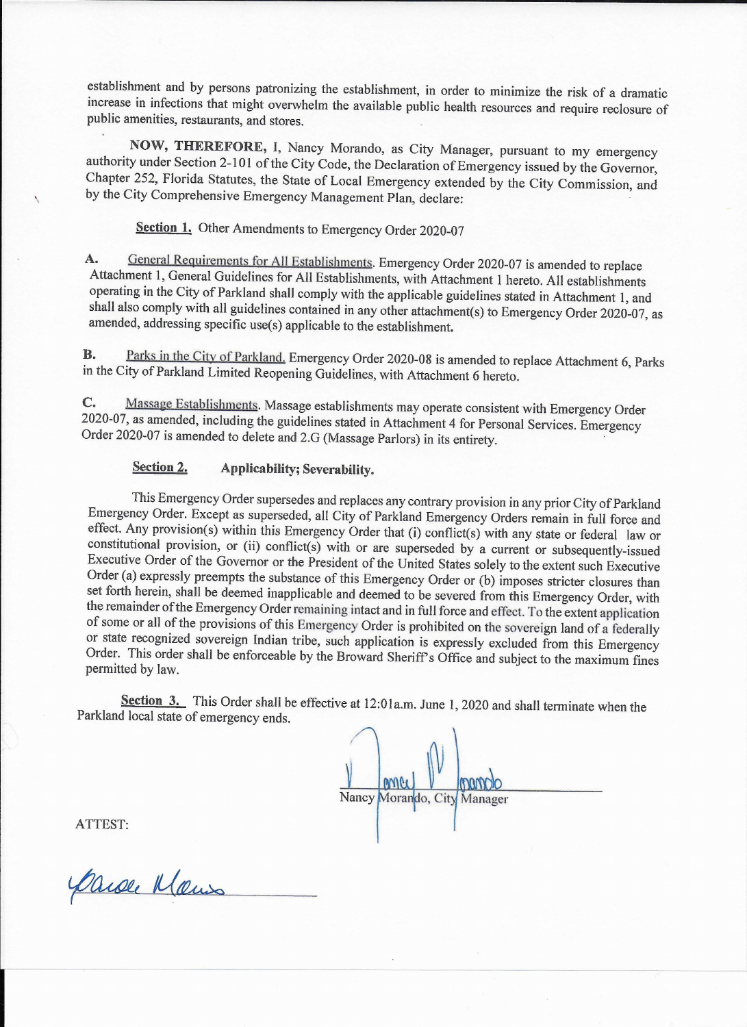establishment and by persons patronizing the establishment, in order to minimize the risk of a dramatic increase in infections that might overwhelm the available public health resources and require reclosure of public amenities, restaurants, and stores.

**NOW, THEREFORE,** I, Nancy Morando, as City Manager, pursuant to my emergency authority under Section 2-101 of the City Code, the Declaration of Emergency issued by the Governor, Chapter 252, Florida Statutes, the State of Local Emergency extended by the City Commission, and by the City Comprehensive Emergency Management Plan, declare:

**Section 1.** Other Amendments to Emergency Order 2020-07

**A.** General Requirements for All Establishments. Emergency Order 2020-07 is amended to replace Attachment 1, General Guidelines for All Establishments, with Attachment 1 hereto. All establishments operating in the City of Parkland shall comply with the applicable guidelines stated in Attachment 1, and shall also comply with all guidelines contained in any other attachment(s) to Emergency Order 2020-07, as amended, addressing specific use(s) applicable to the establishment.

**B.** Parks in the City of Parkland. Emergency Order 2020-08 is amended to replace Attachment 6, Parks in the City of Parkland Limited Reopening Guidelines, with Attachment 6 hereto.

**C.** Massage Establishments. Massage establishments may operate consistent with Emergency Order 2020-07, as amended, including the guidelines stated in Attachment 4 for Personal Services. Emergency Order 2020-07 is amended to delete and 2.G (Massage Parlors) in its entirety.

**Section 2. Applicability; Severability.**

This Emergency Order supersedes and replaces any contrary provision in any prior City of Parkland Emergency Order. Except as superseded, all City of Parkland Emergency Orders remain in full force and effect. Any provision(s) within this Emergency Order that (i) conflict(s) with any state or federal law or constitutional provision, or (ii) conflict(s) with or are superseded by a current or subsequently-issued Executive Order of the Governor or the President of the United States solely to the extent such Executive Order (a) expressly preempts the substance of this Emergency Order or (b) imposes stricter closures than set forth herein, shall be deemed inapplicable and deemed to be severed from this Emergency Order, with the remainder of the Emergency Order remaining intact and in full force and effect. To the extent application of some or all of the provisions of this Emergency Order is prohibited on the sovereign land of a federally or state recognized sovereign Indian tribe, such application is expressly excluded from this Emergency Order. This order shall be enforceable by the Broward Sheriff's Office and subject to the maximum fines permitted by law.

**Section 3.** This Order shall be effective at 12:01a.m. June 1, 2020 and shall terminate when the Parkland local state of emergency ends.

Nancy Morando, City Manager

ATTEST: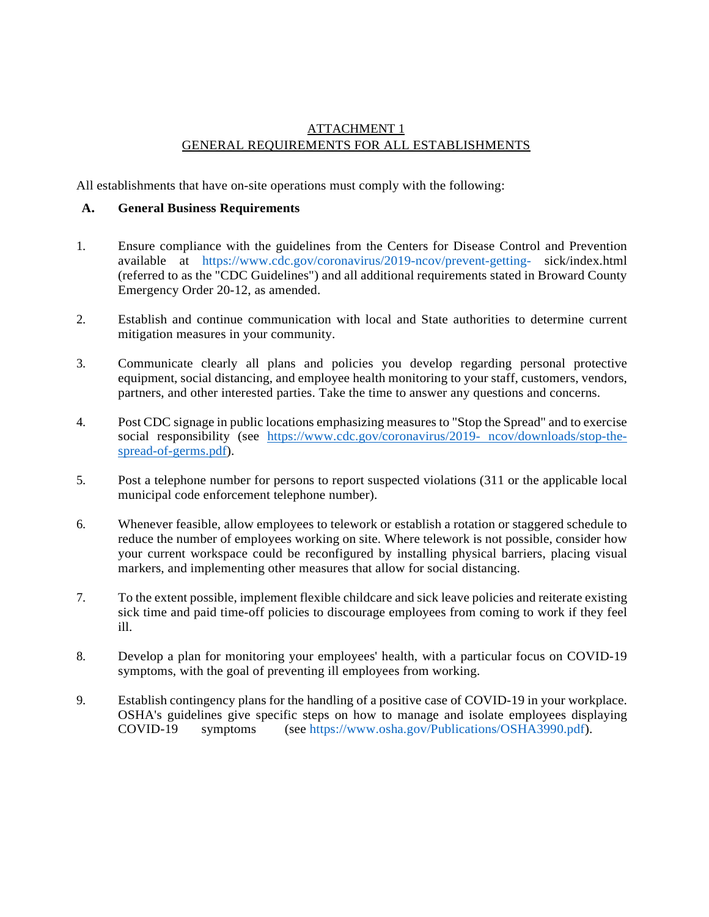ATTACHMENT 1
GENERAL REQUIREMENTS FOR ALL ESTABLISHMENTS

All establishments that have on-site operations must comply with the following:

**A. General Business Requirements**

1. Ensure compliance with the guidelines from the Centers for Disease Control and Prevention available at https://www.cdc.gov/coronavirus/2019-ncov/prevent-getting- sick/index.html (referred to as the "CDC Guidelines") and all additional requirements stated in Broward County Emergency Order 20-12, as amended.

2. Establish and continue communication with local and State authorities to determine current mitigation measures in your community.

3. Communicate clearly all plans and policies you develop regarding personal protective equipment, social distancing, and employee health monitoring to your staff, customers, vendors, partners, and other interested parties. Take the time to answer any questions and concerns.

4. Post CDC signage in public locations emphasizing measures to "Stop the Spread" and to exercise social responsibility (see https://www.cdc.gov/coronavirus/2019- ncov/downloads/stop-the-spread-of-germs.pdf).

5. Post a telephone number for persons to report suspected violations (311 or the applicable local municipal code enforcement telephone number).

6. Whenever feasible, allow employees to telework or establish a rotation or staggered schedule to reduce the number of employees working on site. Where telework is not possible, consider how your current workspace could be reconfigured by installing physical barriers, placing visual markers, and implementing other measures that allow for social distancing.

7. To the extent possible, implement flexible childcare and sick leave policies and reiterate existing sick time and paid time-off policies to discourage employees from coming to work if they feel ill.

8. Develop a plan for monitoring your employees' health, with a particular focus on COVID-19 symptoms, with the goal of preventing ill employees from working.

9. Establish contingency plans for the handling of a positive case of COVID-19 in your workplace. OSHA's guidelines give specific steps on how to manage and isolate employees displaying COVID-19 symptoms (see https://www.osha.gov/Publications/OSHA3990.pdf).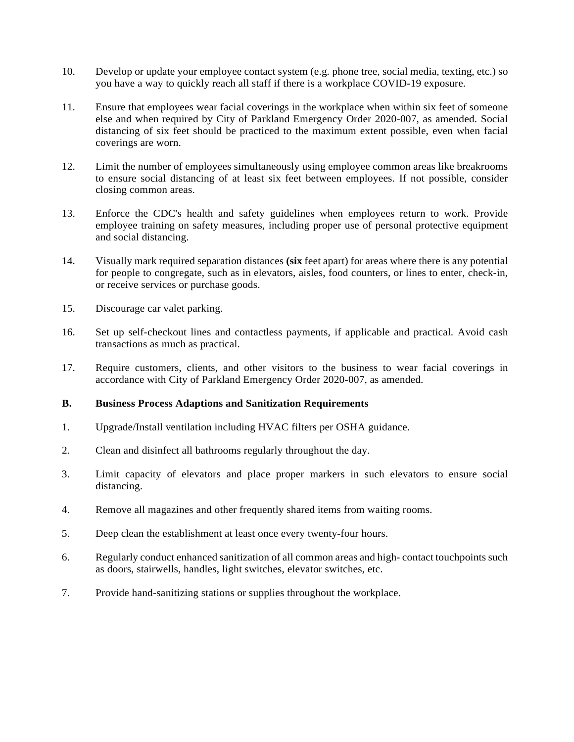10. Develop or update your employee contact system (e.g. phone tree, social media, texting, etc.) so you have a way to quickly reach all staff if there is a workplace COVID-19 exposure.

11. Ensure that employees wear facial coverings in the workplace when within six feet of someone else and when required by City of Parkland Emergency Order 2020-007, as amended. Social distancing of six feet should be practiced to the maximum extent possible, even when facial coverings are worn.

12. Limit the number of employees simultaneously using employee common areas like breakrooms to ensure social distancing of at least six feet between employees. If not possible, consider closing common areas.

13. Enforce the CDC's health and safety guidelines when employees return to work. Provide employee training on safety measures, including proper use of personal protective equipment and social distancing.

14. Visually mark required separation distances **(six** feet apart) for areas where there is any potential for people to congregate, such as in elevators, aisles, food counters, or lines to enter, check-in, or receive services or purchase goods.

15. Discourage car valet parking.

16. Set up self-checkout lines and contactless payments, if applicable and practical. Avoid cash transactions as much as practical.

17. Require customers, clients, and other visitors to the business to wear facial coverings in accordance with City of Parkland Emergency Order 2020-007, as amended.

**B. Business Process Adaptions and Sanitization Requirements**

1. Upgrade/Install ventilation including HVAC filters per OSHA guidance.

2. Clean and disinfect all bathrooms regularly throughout the day.

3. Limit capacity of elevators and place proper markers in such elevators to ensure social distancing.

4. Remove all magazines and other frequently shared items from waiting rooms.

5. Deep clean the establishment at least once every twenty-four hours.

6. Regularly conduct enhanced sanitization of all common areas and high- contact touchpoints such as doors, stairwells, handles, light switches, elevator switches, etc.

7. Provide hand-sanitizing stations or supplies throughout the workplace.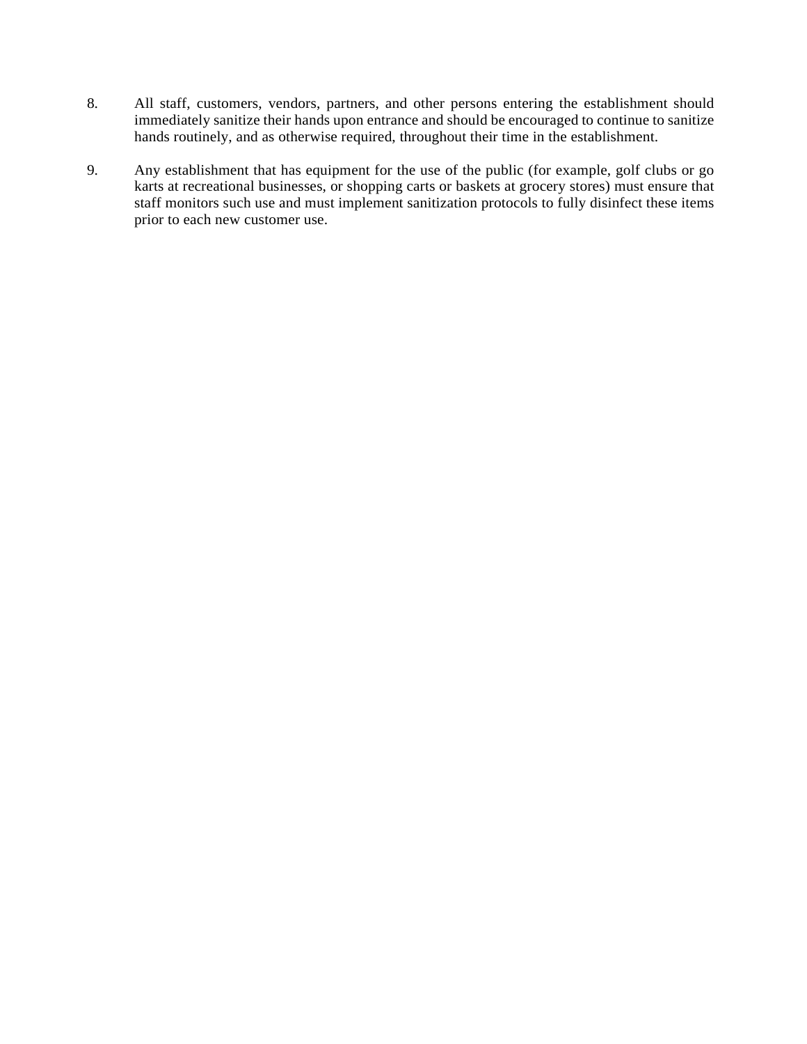8. All staff, customers, vendors, partners, and other persons entering the establishment should immediately sanitize their hands upon entrance and should be encouraged to continue to sanitize hands routinely, and as otherwise required, throughout their time in the establishment.

9. Any establishment that has equipment for the use of the public (for example, golf clubs or go karts at recreational businesses, or shopping carts or baskets at grocery stores) must ensure that staff monitors such use and must implement sanitization protocols to fully disinfect these items prior to each new customer use.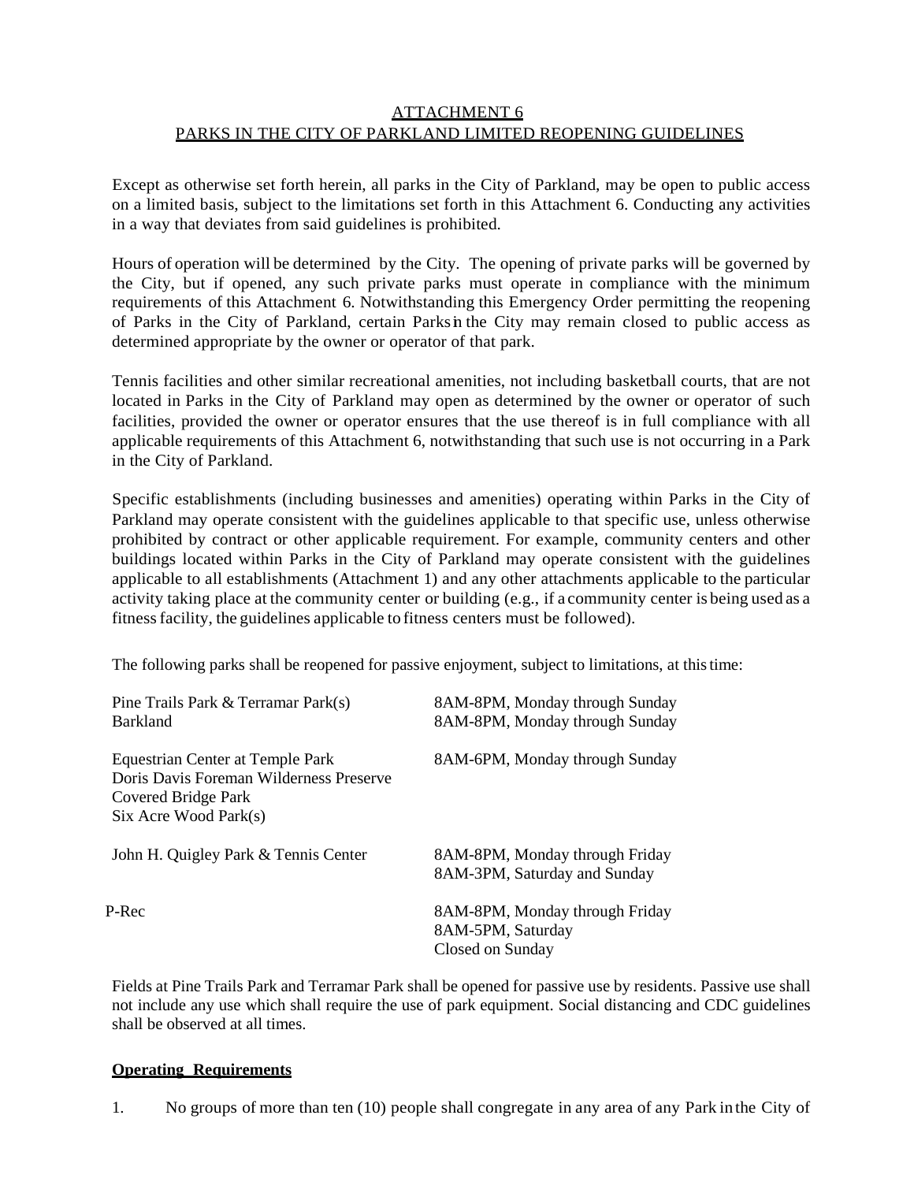ATTACHMENT 6

PARKS IN THE CITY OF PARKLAND LIMITED REOPENING GUIDELINES

Except as otherwise set forth herein, all parks in the City of Parkland, may be open to public access on a limited basis, subject to the limitations set forth in this Attachment 6. Conducting any activities in a way that deviates from said guidelines is prohibited.

Hours of operation will be determined by the City. The opening of private parks will be governed by the City, but if opened, any such private parks must operate in compliance with the minimum requirements of this Attachment 6. Notwithstanding this Emergency Order permitting the reopening of Parks in the City of Parkland, certain Parks in the City may remain closed to public access as determined appropriate by the owner or operator of that park.

Tennis facilities and other similar recreational amenities, not including basketball courts, that are not located in Parks in the City of Parkland may open as determined by the owner or operator of such facilities, provided the owner or operator ensures that the use thereof is in full compliance with all applicable requirements of this Attachment 6, notwithstanding that such use is not occurring in a Park in the City of Parkland.

Specific establishments (including businesses and amenities) operating within Parks in the City of Parkland may operate consistent with the guidelines applicable to that specific use, unless otherwise prohibited by contract or other applicable requirement. For example, community centers and other buildings located within Parks in the City of Parkland may operate consistent with the guidelines applicable to all establishments (Attachment 1) and any other attachments applicable to the particular activity taking place at the community center or building (e.g., if a community center is being used as a fitness facility, the guidelines applicable to fitness centers must be followed).

The following parks shall be reopened for passive enjoyment, subject to limitations, at this time:

| | |
|---|---|
| Pine Trails Park & Terramar Park(s) | 8AM-8PM, Monday through Sunday |
| Barkland | 8AM-8PM, Monday through Sunday |
| Equestrian Center at Temple Park<br>Doris Davis Foreman Wilderness Preserve<br>Covered Bridge Park<br>Six Acre Wood Park(s) | 8AM-6PM, Monday through Sunday |
| John H. Quigley Park & Tennis Center | 8AM-8PM, Monday through Friday<br>8AM-3PM, Saturday and Sunday |
| P-Rec | 8AM-8PM, Monday through Friday<br>8AM-5PM, Saturday<br>Closed on Sunday |

Fields at Pine Trails Park and Terramar Park shall be opened for passive use by residents. Passive use shall not include any use which shall require the use of park equipment. Social distancing and CDC guidelines shall be observed at all times.

**Operating Requirements**

1. No groups of more than ten (10) people shall congregate in any area of any Park in the City of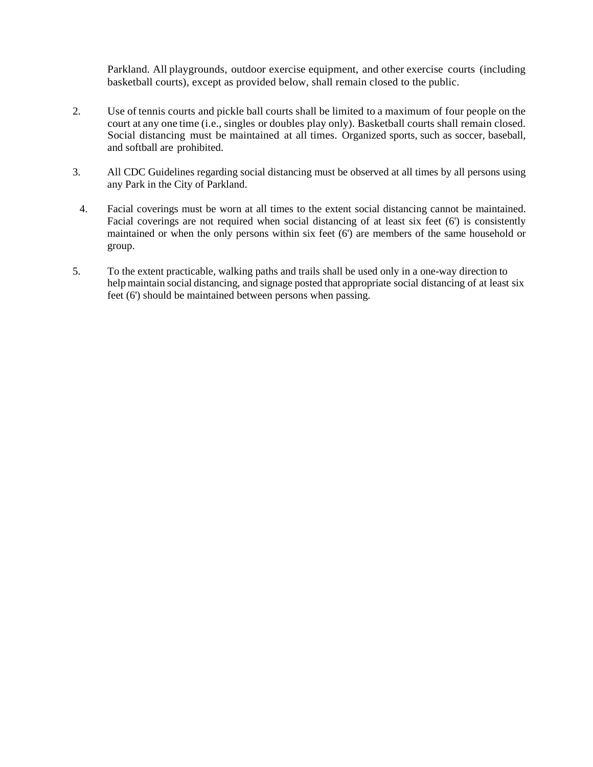Parkland. All playgrounds, outdoor exercise equipment, and other exercise courts (including basketball courts), except as provided below, shall remain closed to the public.

2. Use of tennis courts and pickle ball courts shall be limited to a maximum of four people on the court at any one time (i.e., singles or doubles play only). Basketball courts shall remain closed. Social distancing must be maintained at all times. Organized sports, such as soccer, baseball, and softball are prohibited.

3. All CDC Guidelines regarding social distancing must be observed at all times by all persons using any Park in the City of Parkland.

4. Facial coverings must be worn at all times to the extent social distancing cannot be maintained. Facial coverings are not required when social distancing of at least six feet (6') is consistently maintained or when the only persons within six feet (6') are members of the same household or group.

5. To the extent practicable, walking paths and trails shall be used only in a one-way direction to help maintain social distancing, and signage posted that appropriate social distancing of at least six feet (6') should be maintained between persons when passing.